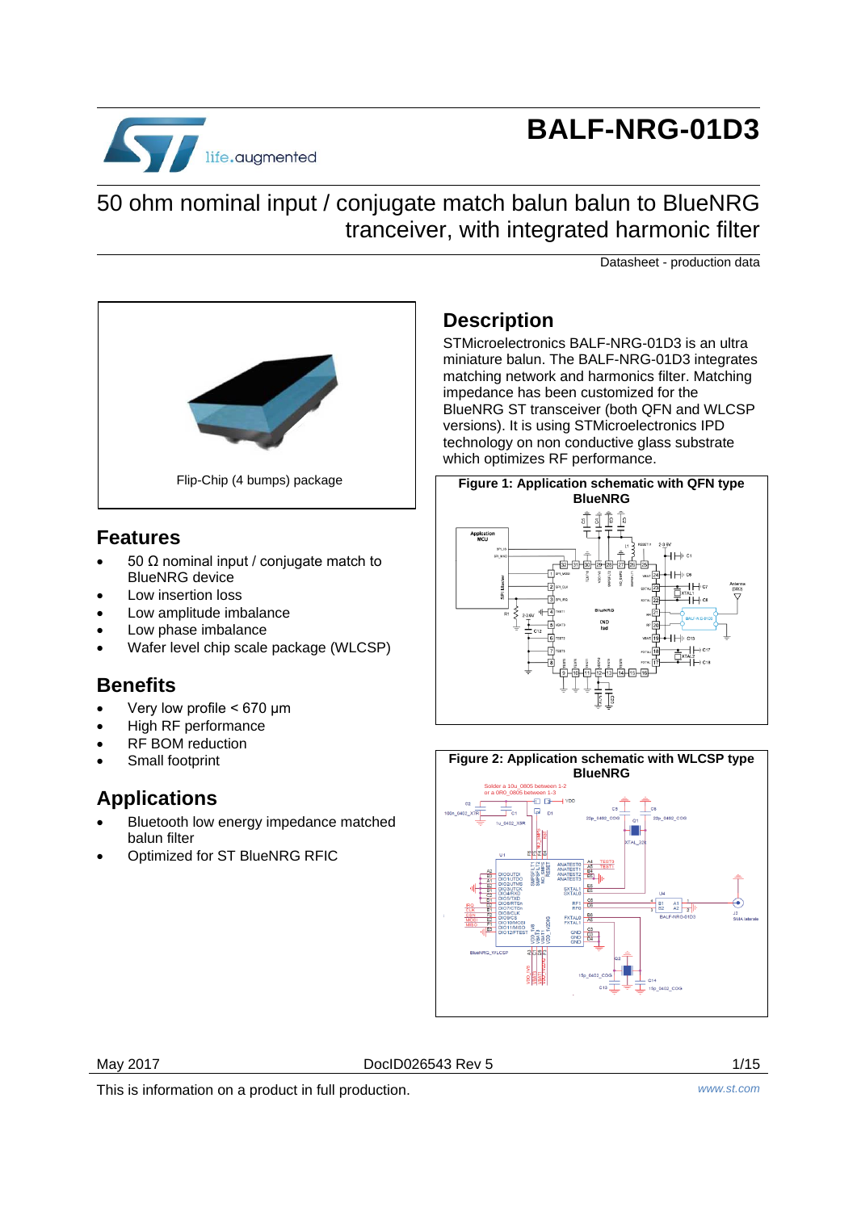# BALF-NRG-01D3

## 50 ohm nominal input / conjugate match balun balun to BlueNRG tranceiver, with integrated harmonic filter

Datasheet - production data

Flip-Chip (4 bumps) package

## Features

- 50 Ω nominal input / conjugate match to BlueNRG device
- Low insertion loss
- Low amplitude imbalance
- Low phase imbalance
- Wafer level chip scale package (WLCSP)

## Benefits

- Very low profile < 670 µm
- High RF performance
- RF BOM reduction
- Small footprint

## Applications

- Bluetooth low energy impedance matched balun filter
- Optimized for ST BlueNRG RFIC

## Description

STMicroelectronics BALF-NRG-01D3 is an ultra miniature balun. The BALF-NRG-01D3 integrates matching network and harmonics filter. Matching impedance has been customized for the BlueNRG ST transceiver (both QFN and WLCSP versions). It is using STMicroelectronics IPD technology on non conductive glass substrate which optimizes RF performance.

**Figure 1: Application schematic with QFN type BlueNRG**

**Figure 2: Application schematic with WLCSP type BlueNRG**

May 2017 DocID026543 Rev 5

This is information on a product in full production. www.st.com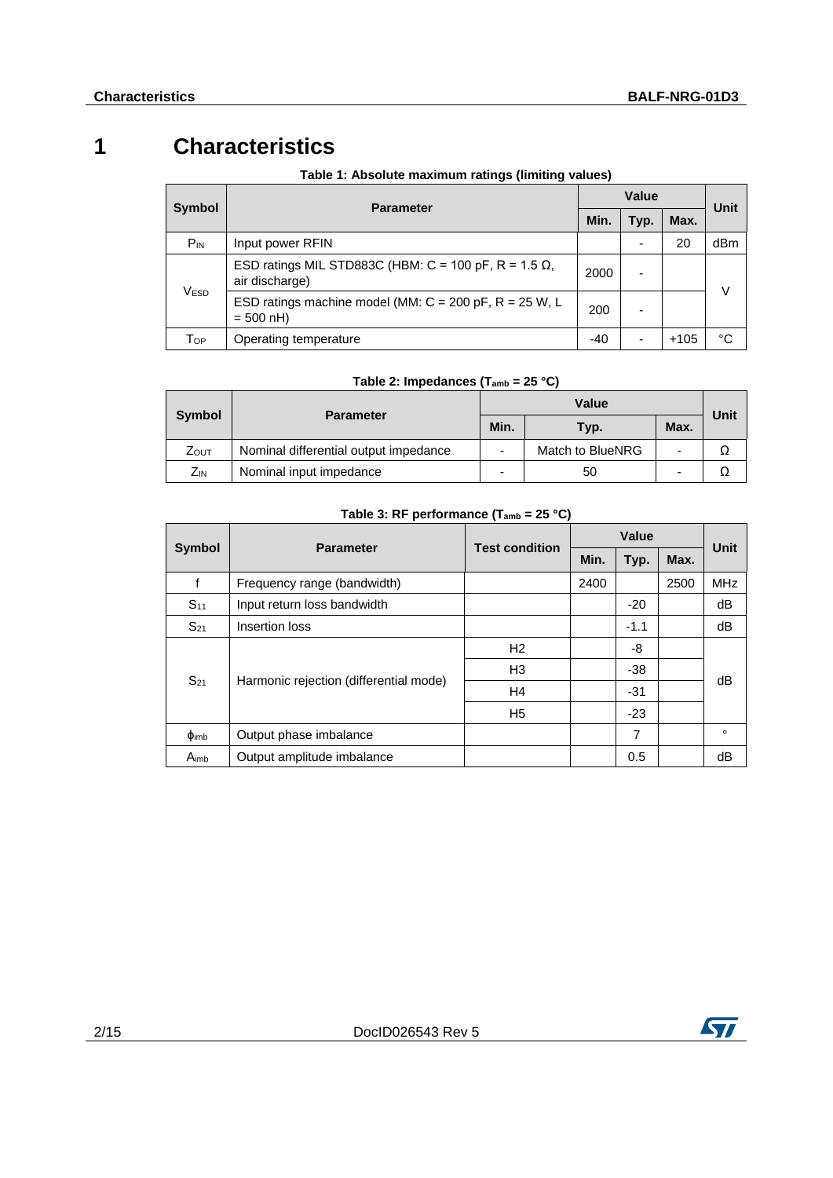# 1 Characteristics

**Table 1: Absolute maximum ratings (limiting values)**

| Symbol | Parameter | Value | | | Unit |
|---|---|---|---|---|---|
| | | Min. | Typ. | Max. | |
| $P_{IN}$ | Input power RFIN | | - | 20 | dBm |
| $V_{ESD}$ | ESD ratings MIL STD883C (HBM: C = 100 pF, R = 1.5 Ω, air discharge) | 2000 | - | | V |
| | ESD ratings machine model (MM: C = 200 pF, R = 25 W, L = 500 nH) | 200 | - | | |
| $T_{OP}$ | Operating temperature | -40 | - | +105 | °C |

**Table 2: Impedances ($T_{amb}$ = 25 °C)**

| Symbol | Parameter | Value | | | Unit |
|---|---|---|---|---|---|
| | | Min. | Typ. | Max. | |
| $Z_{OUT}$ | Nominal differential output impedance | - | Match to BlueNRG | - | Ω |
| $Z_{IN}$ | Nominal input impedance | - | 50 | - | Ω |

**Table 3: RF performance ($T_{amb}$ = 25 °C)**

| Symbol | Parameter | Test condition | Value | | | Unit |
|---|---|---|---|---|---|---|
| | | | Min. | Typ. | Max. | |
| f | Frequency range (bandwidth) | | 2400 | | 2500 | MHz |
| $S_{11}$ | Input return loss bandwidth | | | -20 | | dB |
| $S_{21}$ | Insertion loss | | | -1.1 | | dB |
| $S_{21}$ | Harmonic rejection (differential mode) | H2 | | -8 | | dB |
| | | H3 | | -38 | | |
| | | H4 | | -31 | | |
| | | H5 | | -23 | | |
| $\phi_{imb}$ | Output phase imbalance | | | 7 | | ° |
| $A_{imb}$ | Output amplitude imbalance | | | 0.5 | | dB |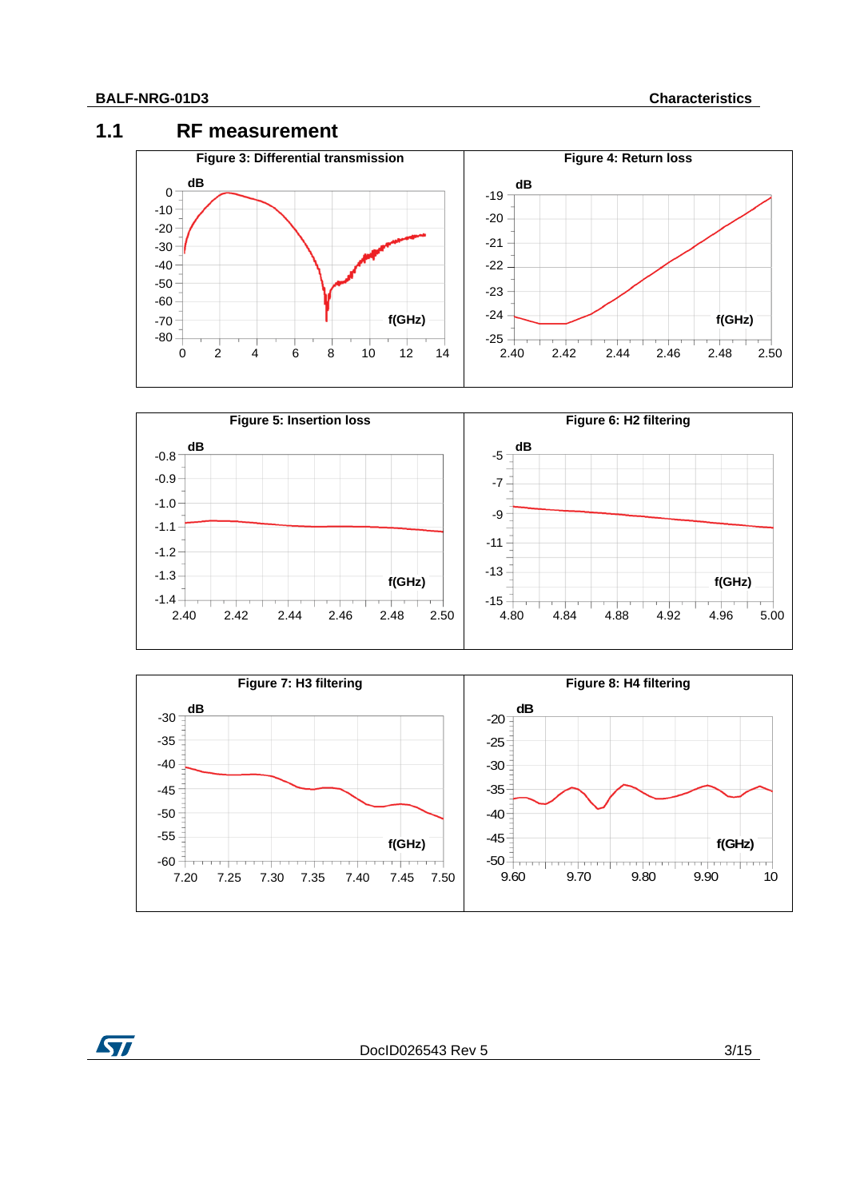## 1.1 RF measurement

Figure 3: Differential transmission

Figure 4: Return loss

Figure 5: Insertion loss

Figure 6: H2 filtering

Figure 7: H3 filtering

Figure 8: H4 filtering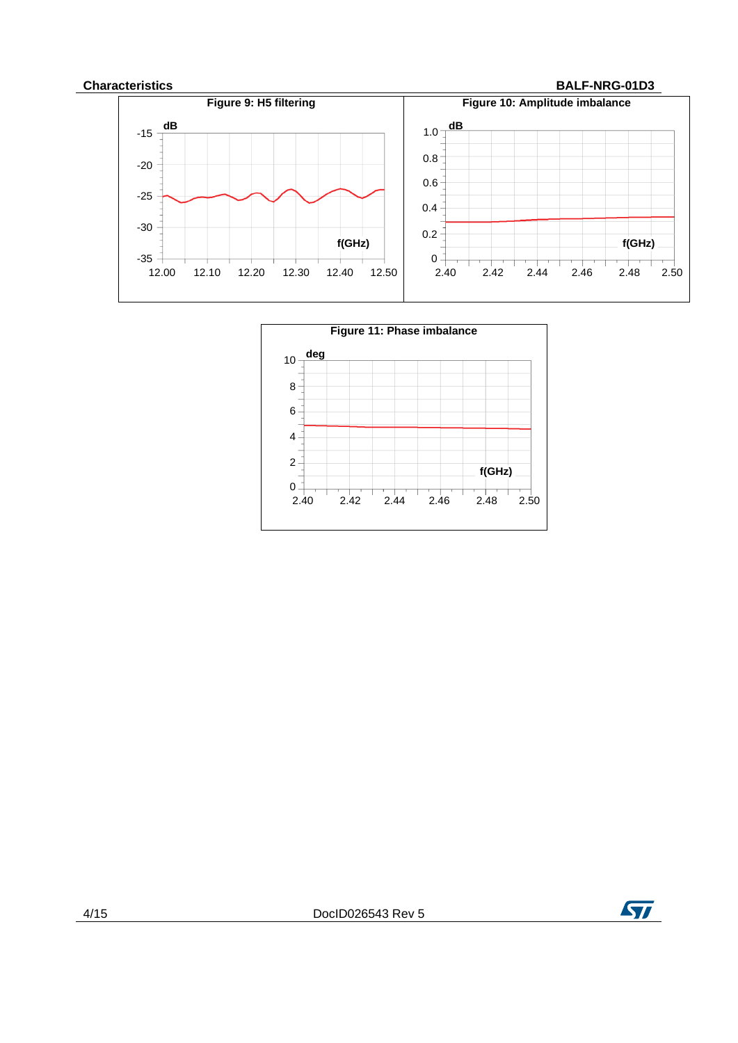Figure 9: H5 filtering

Figure 10: Amplitude imbalance

Figure 11: Phase imbalance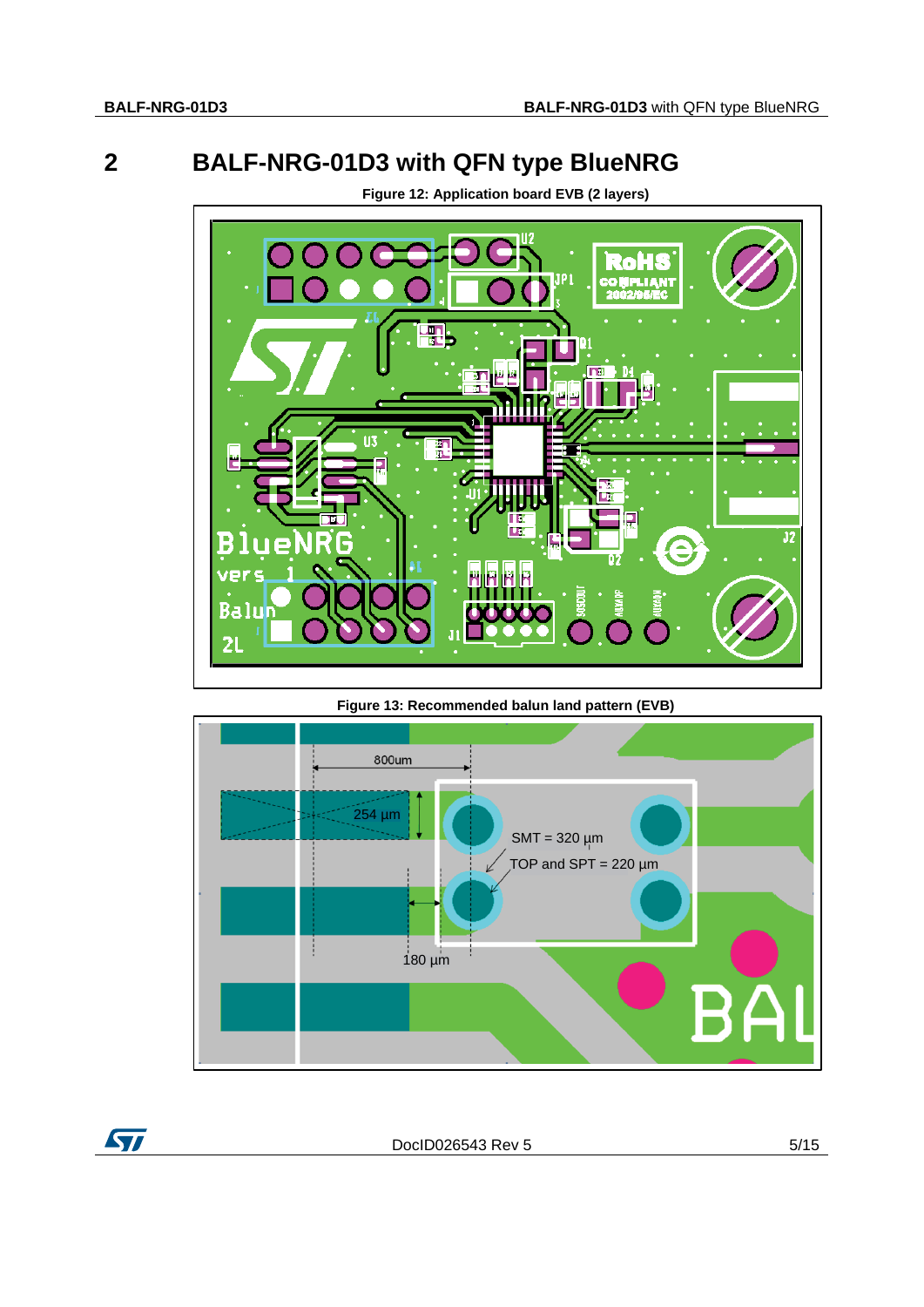# 2 BALF-NRG-01D3 with QFN type BlueNRG

**Figure 12: Application board EVB (2 layers)**

**Figure 13: Recommended balun land pattern (EVB)**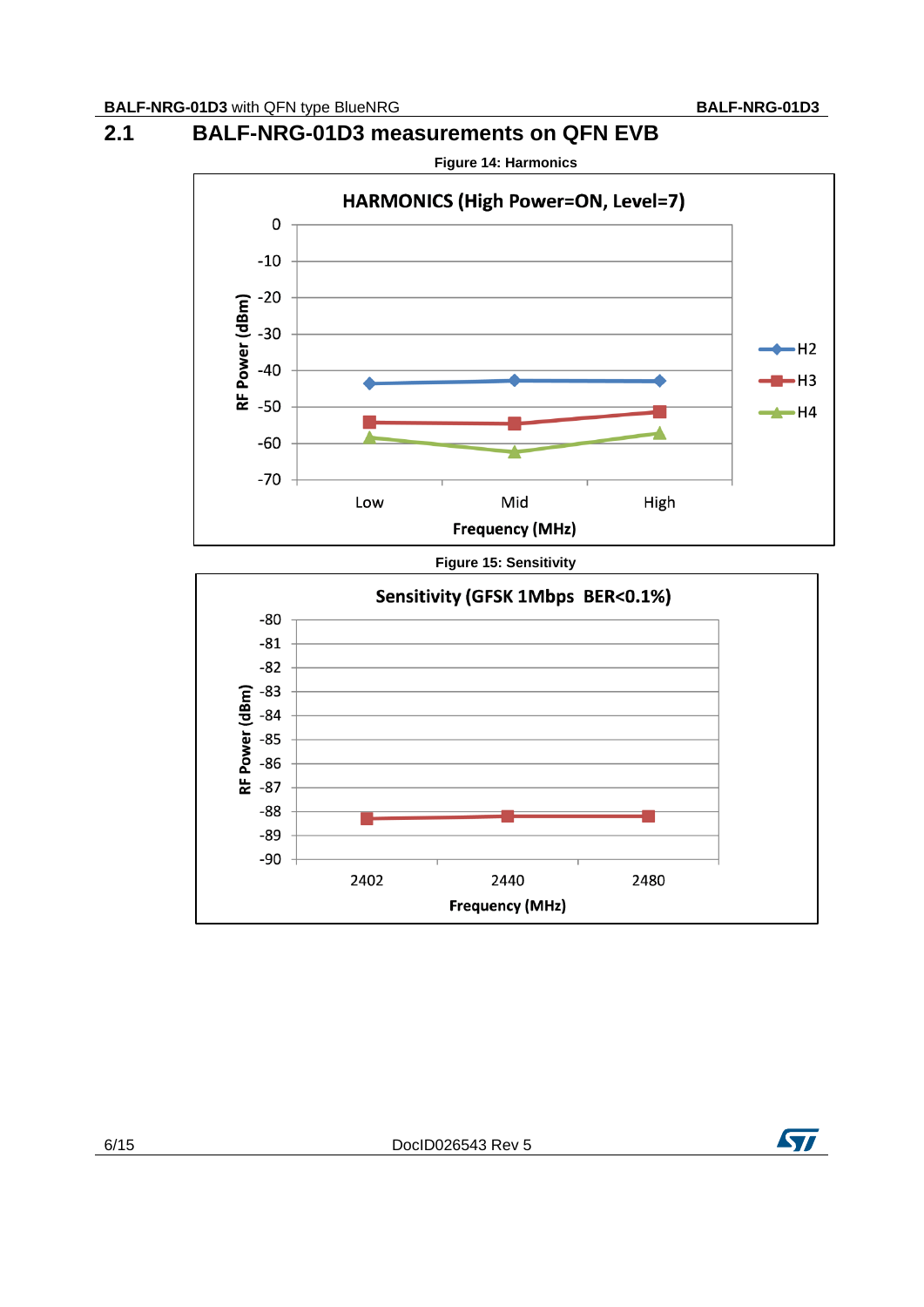## 2.1 BALF-NRG-01D3 measurements on QFN EVB

**Figure 14: Harmonics**

HARMONICS (High Power=ON, Level=7)

RF Power (dBm)

0
-10
-20
-30
-40
-50
-60
-70

Low Mid High

Frequency (MHz)

H2
H3
H4

**Figure 15: Sensitivity**

Sensitivity (GFSK 1Mbps BER<0.1%)

RF Power (dBm)

-80
-81
-82
-83
-84
-85
-86
-87
-88
-89
-90

2402 2440 2480

Frequency (MHz)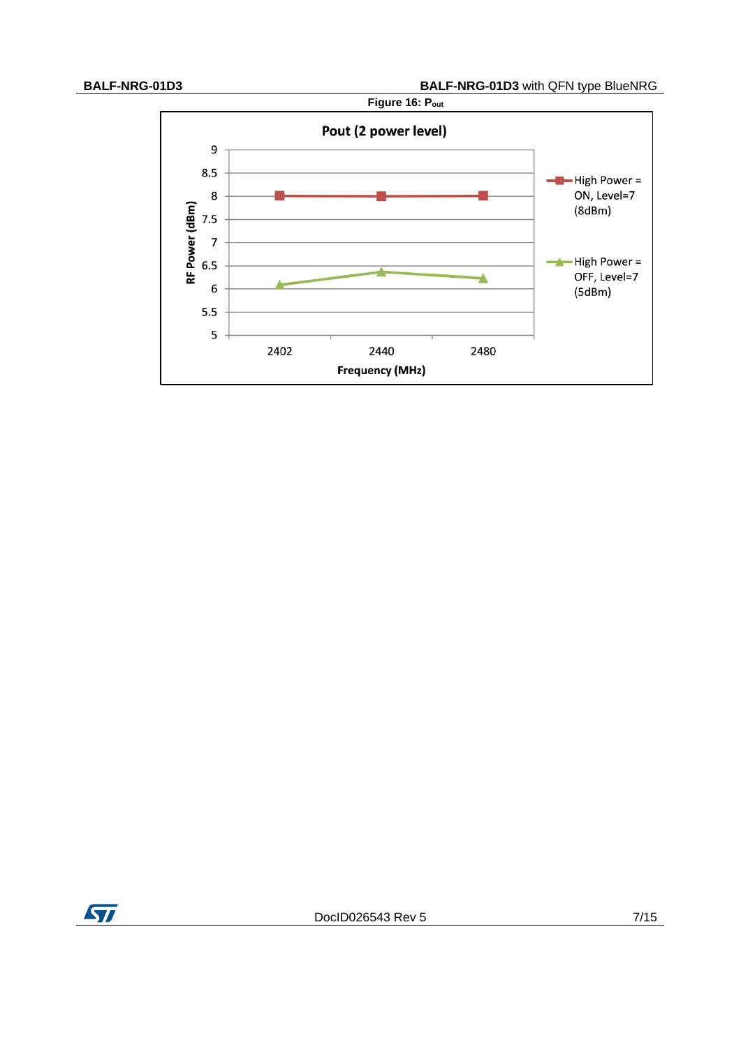Figure 16: $P_{out}$

**Pout (2 power level)**

| Frequency (MHz) | High Power = ON, Level=7 (8dBm) | High Power = OFF, Level=7 (5dBm) |
| --- | --- | --- |
| 2402 | 8 | 6.1 |
| 2440 | 8 | 6.4 |
| 2480 | 8 | 6.25 |

RF Power (dBm) axis: 5 to 9; Frequency (MHz) axis: 2402, 2440, 2480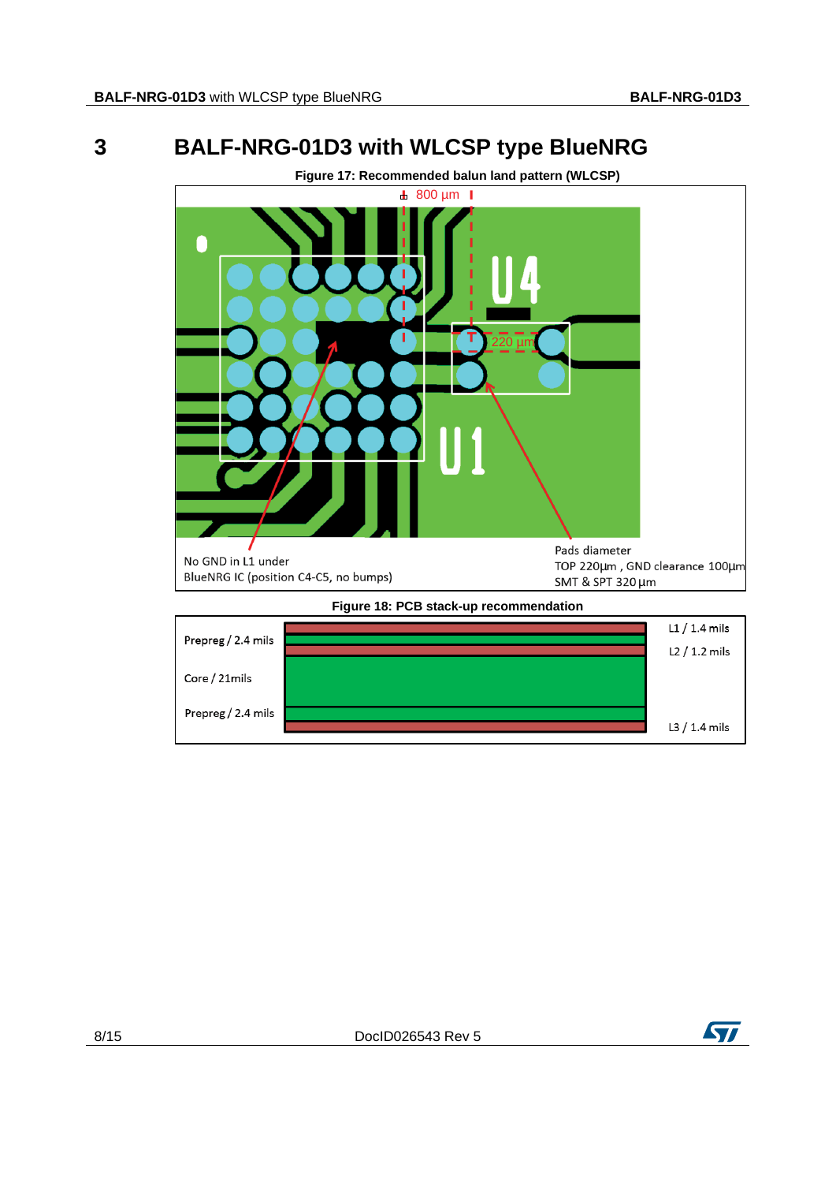# 3 BALF-NRG-01D3 with WLCSP type BlueNRG

**Figure 17: Recommended balun land pattern (WLCSP)**

800 µm

220 µm

U4

U1

No GND in L1 under BlueNRG IC (position C4-C5, no bumps)

Pads diameter
TOP 220µm , GND clearance 100µm
SMT & SPT 320 µm

**Figure 18: PCB stack-up recommendation**

Prepreg / 2.4 mils

Core / 21mils

Prepreg / 2.4 mils

L1 / 1.4 mils

L2 / 1.2 mils

L3 / 1.4 mils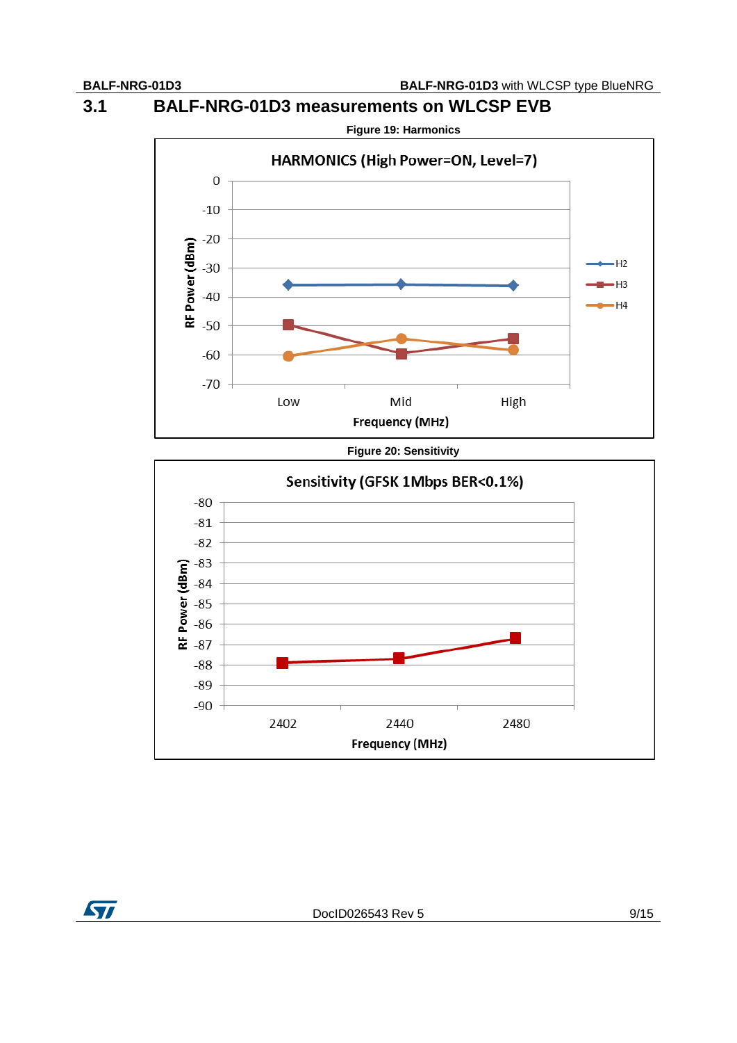## 3.1 BALF-NRG-01D3 measurements on WLCSP EVB

**Figure 19: Harmonics**

HARMONICS (High Power=ON, Level=7)

RF Power (dBm)

0
-10
-20
-30
-40
-50
-60
-70

Low   Mid   High

Frequency (MHz)

H2
H3
H4

**Figure 20: Sensitivity**

Sensitivity (GFSK 1Mbps BER<0.1%)

RF Power (dBm)

-80
-81
-82
-83
-84
-85
-86
-87
-88
-89
-90

2402   2440   2480

Frequency (MHz)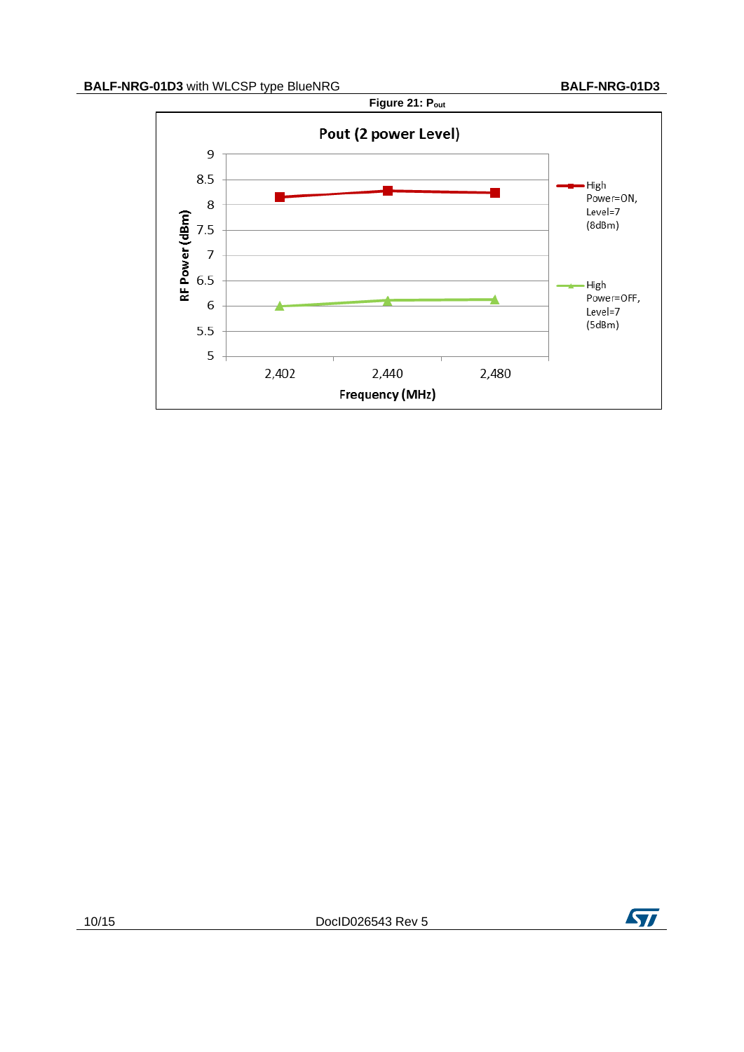Figure 21: $P_{out}$

Pout (2 power Level)

| Frequency (MHz) | High Power=ON, Level=7 (8dBm) | High Power=OFF, Level=7 (5dBm) |
| --- | --- | --- |
| 2,402 | 8.15 | 6.0 |
| 2,440 | 8.28 | 6.11 |
| 2,480 | 8.24 | 6.12 |

RF Power (dBm)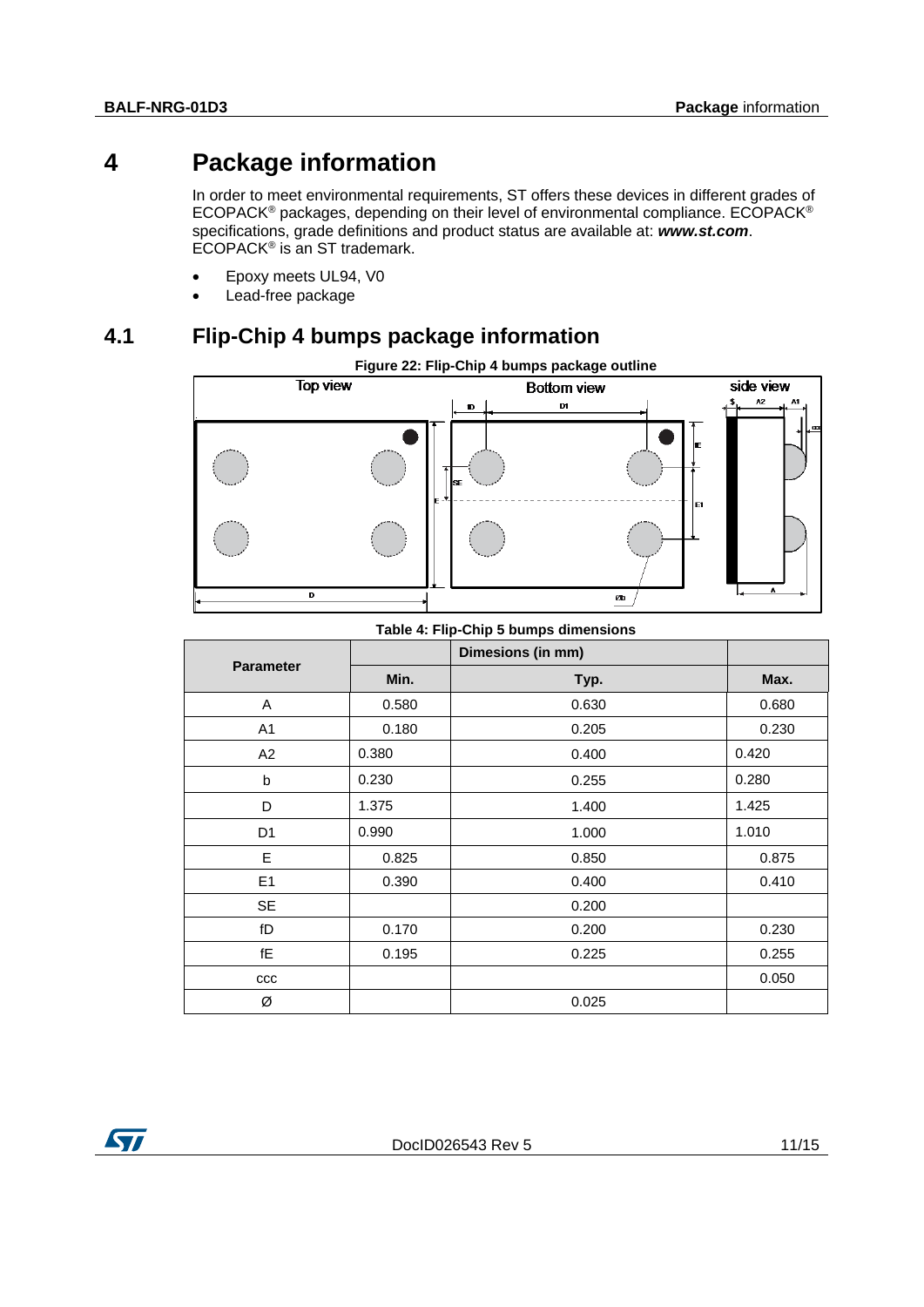# 4 Package information

In order to meet environmental requirements, ST offers these devices in different grades of ECOPACK® packages, depending on their level of environmental compliance. ECOPACK® specifications, grade definitions and product status are available at: ***www.st.com***. ECOPACK® is an ST trademark.

- Epoxy meets UL94, V0
- Lead-free package

## 4.1 Flip-Chip 4 bumps package information

**Figure 22: Flip-Chip 4 bumps package outline**

**Table 4: Flip-Chip 5 bumps dimensions**

| Parameter | Dimesions (in mm) | | |
|---|---|---|---|
| | Min. | Typ. | Max. |
| A | 0.580 | 0.630 | 0.680 |
| A1 | 0.180 | 0.205 | 0.230 |
| A2 | 0.380 | 0.400 | 0.420 |
| b | 0.230 | 0.255 | 0.280 |
| D | 1.375 | 1.400 | 1.425 |
| D1 | 0.990 | 1.000 | 1.010 |
| E | 0.825 | 0.850 | 0.875 |
| E1 | 0.390 | 0.400 | 0.410 |
| SE | | 0.200 | |
| fD | 0.170 | 0.200 | 0.230 |
| fE | 0.195 | 0.225 | 0.255 |
| ccc | | | 0.050 |
| Ø | | 0.025 | |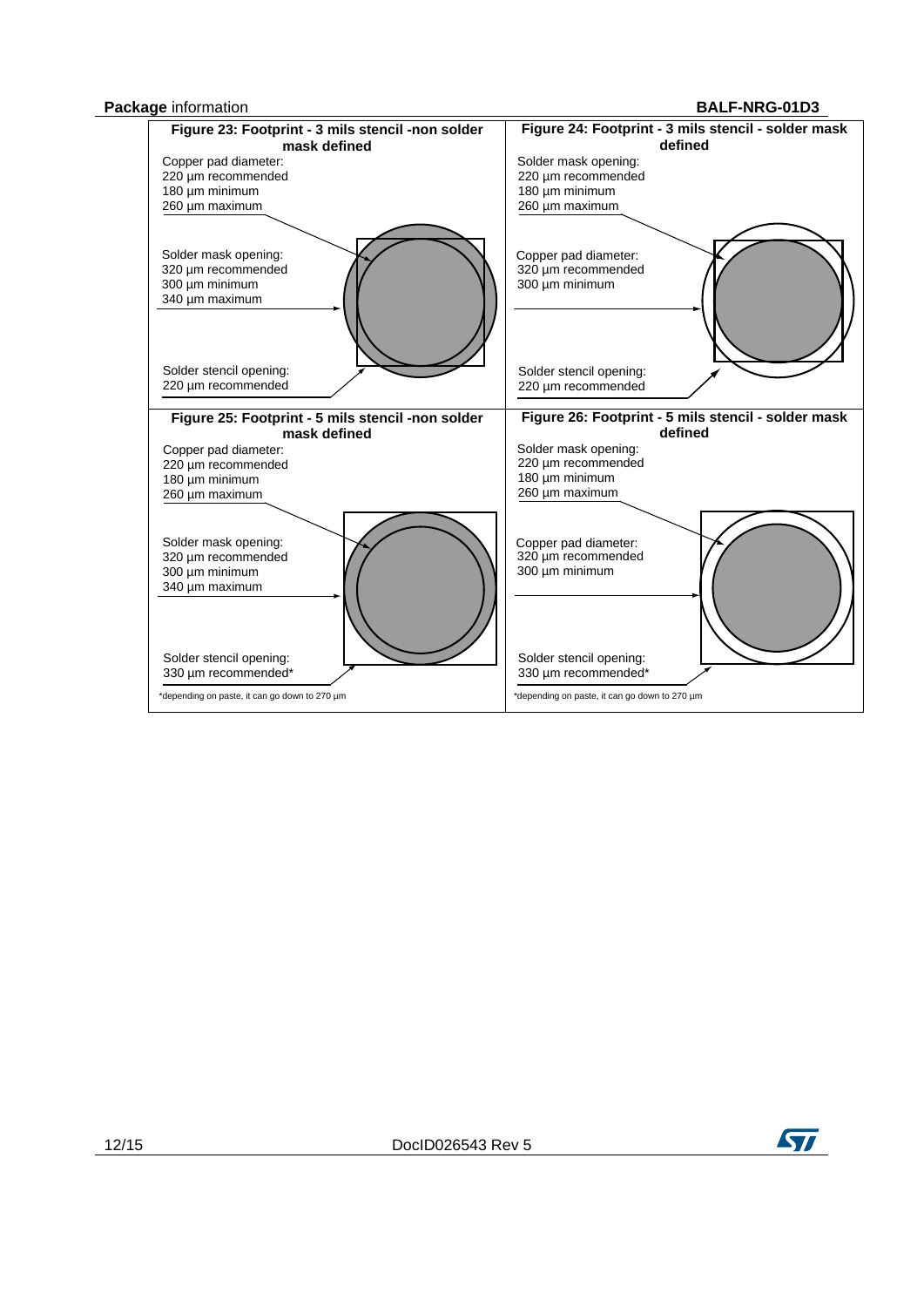**Figure 23: Footprint - 3 mils stencil -non solder mask defined**

Copper pad diameter:
220 µm recommended
180 µm minimum
260 µm maximum

Solder mask opening:
320 µm recommended
300 µm minimum
340 µm maximum

Solder stencil opening:
220 µm recommended

**Figure 24: Footprint - 3 mils stencil - solder mask defined**

Solder mask opening:
220 µm recommended
180 µm minimum
260 µm maximum

Copper pad diameter:
320 µm recommended
300 µm minimum

Solder stencil opening:
220 µm recommended

**Figure 25: Footprint - 5 mils stencil -non solder mask defined**

Copper pad diameter:
220 µm recommended
180 µm minimum
260 µm maximum

Solder mask opening:
320 µm recommended
300 µm minimum
340 µm maximum

Solder stencil opening:
330 µm recommended*

*depending on paste, it can go down to 270 µm

**Figure 26: Footprint - 5 mils stencil - solder mask defined**

Solder mask opening:
220 µm recommended
180 µm minimum
260 µm maximum

Copper pad diameter:
320 µm recommended
300 µm minimum

Solder stencil opening:
330 µm recommended*

*depending on paste, it can go down to 270 µm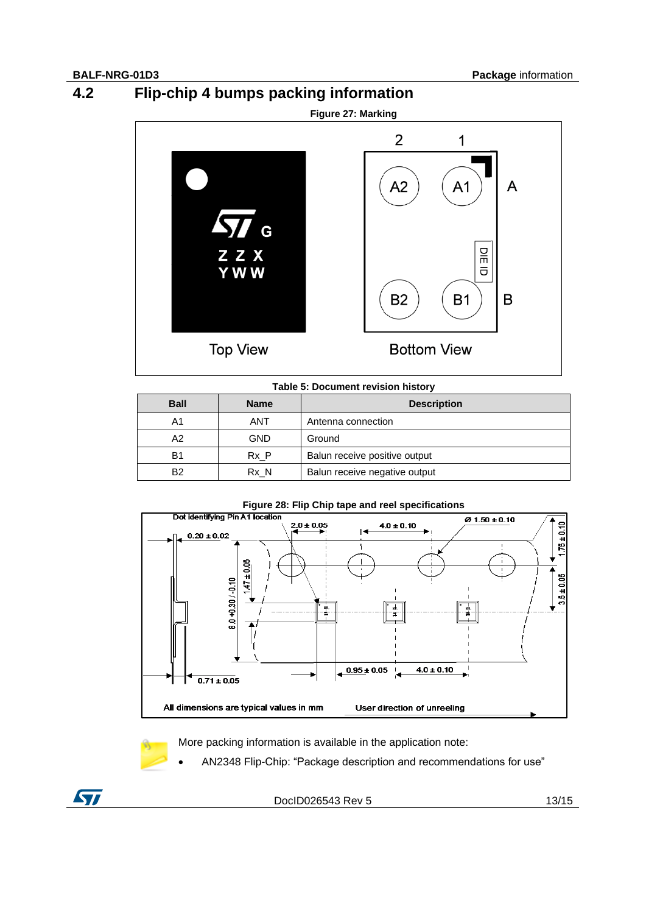## 4.2 Flip-chip 4 bumps packing information

Figure 27: Marking

Table 5: Document revision history

| Ball | Name | Description |
|---|---|---|
| A1 | ANT | Antenna connection |
| A2 | GND | Ground |
| B1 | Rx_P | Balun receive positive output |
| B2 | Rx_N | Balun receive negative output |

Figure 28: Flip Chip tape and reel specifications

More packing information is available in the application note:

- AN2348 Flip-Chip: "Package description and recommendations for use"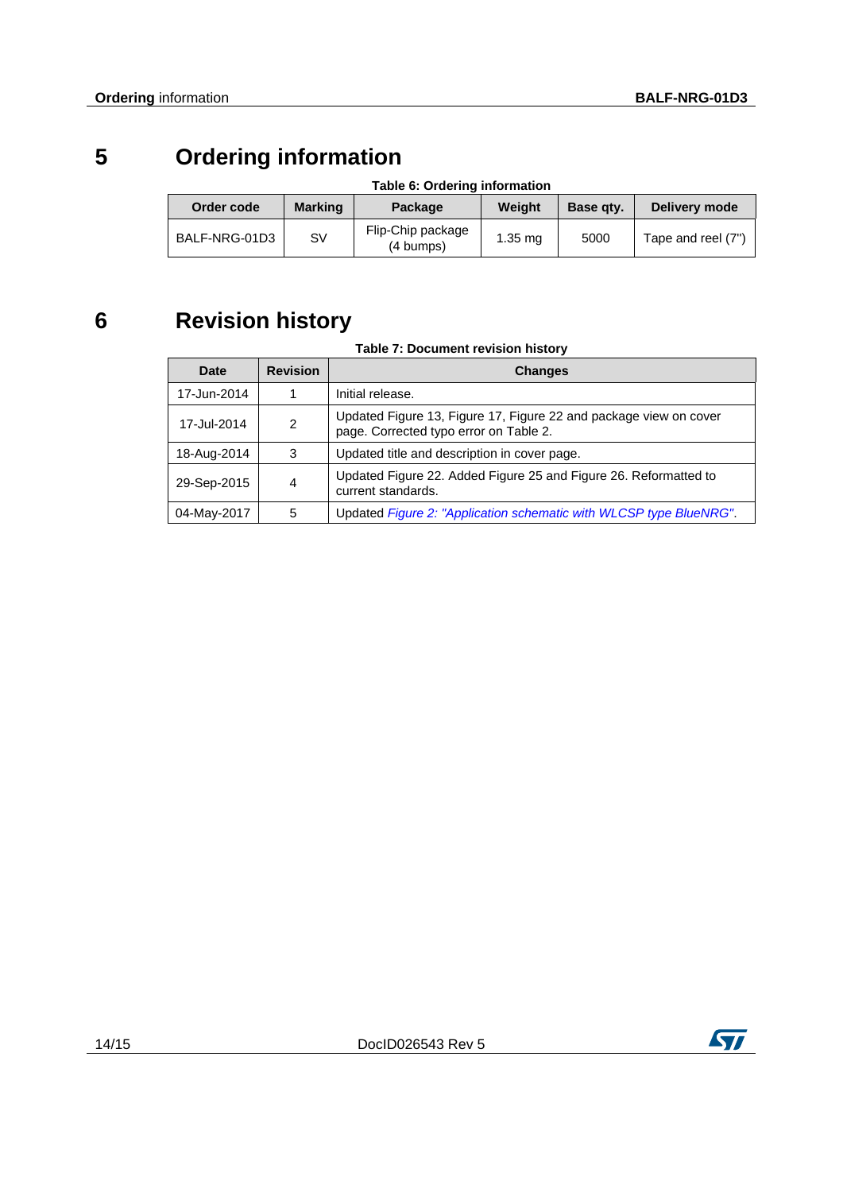# 5 Ordering information

Table 6: Ordering information

| Order code | Marking | Package | Weight | Base qty. | Delivery mode |
|---|---|---|---|---|---|
| BALF-NRG-01D3 | SV | Flip-Chip package (4 bumps) | 1.35 mg | 5000 | Tape and reel (7") |

# 6 Revision history

Table 7: Document revision history

| Date | Revision | Changes |
|---|---|---|
| 17-Jun-2014 | 1 | Initial release. |
| 17-Jul-2014 | 2 | Updated Figure 13, Figure 17, Figure 22 and package view on cover page. Corrected typo error on Table 2. |
| 18-Aug-2014 | 3 | Updated title and description in cover page. |
| 29-Sep-2015 | 4 | Updated Figure 22. Added Figure 25 and Figure 26. Reformatted to current standards. |
| 04-May-2017 | 5 | Updated *Figure 2: "Application schematic with WLCSP type BlueNRG"*. |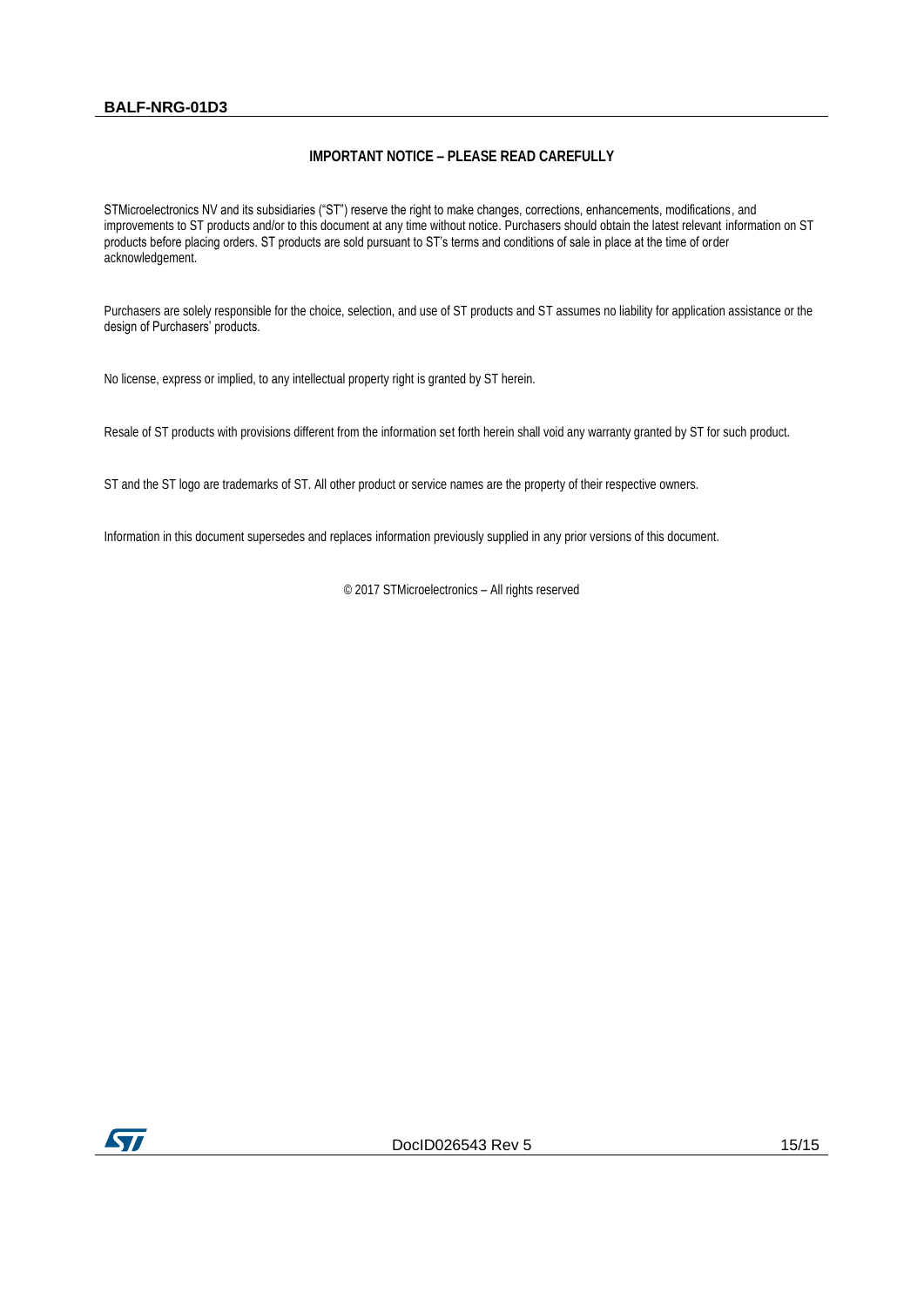## IMPORTANT NOTICE – PLEASE READ CAREFULLY

STMicroelectronics NV and its subsidiaries ("ST") reserve the right to make changes, corrections, enhancements, modifications, and improvements to ST products and/or to this document at any time without notice. Purchasers should obtain the latest relevant information on ST products before placing orders. ST products are sold pursuant to ST's terms and conditions of sale in place at the time of order acknowledgement.

Purchasers are solely responsible for the choice, selection, and use of ST products and ST assumes no liability for application assistance or the design of Purchasers' products.

No license, express or implied, to any intellectual property right is granted by ST herein.

Resale of ST products with provisions different from the information set forth herein shall void any warranty granted by ST for such product.

ST and the ST logo are trademarks of ST. All other product or service names are the property of their respective owners.

Information in this document supersedes and replaces information previously supplied in any prior versions of this document.

© 2017 STMicroelectronics – All rights reserved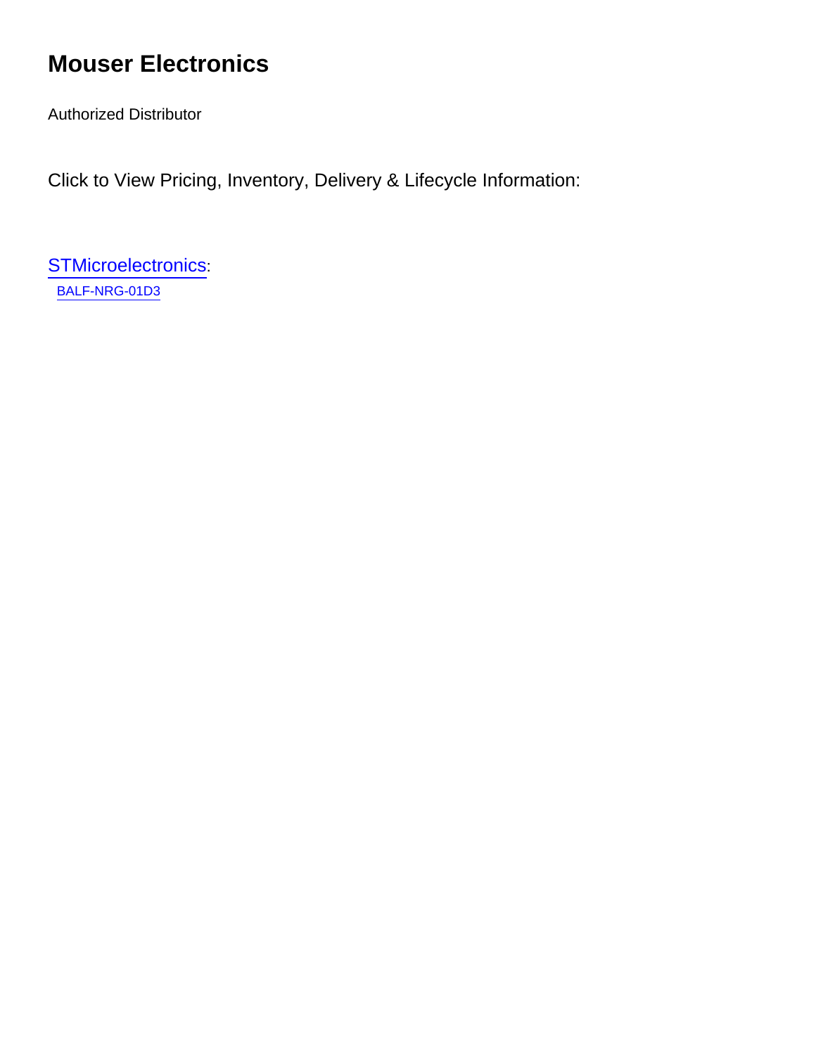# Mouser Electronics

Authorized Distributor

Click to View Pricing, Inventory, Delivery & Lifecycle Information:

STMicroelectronics:

BALF-NRG-01D3